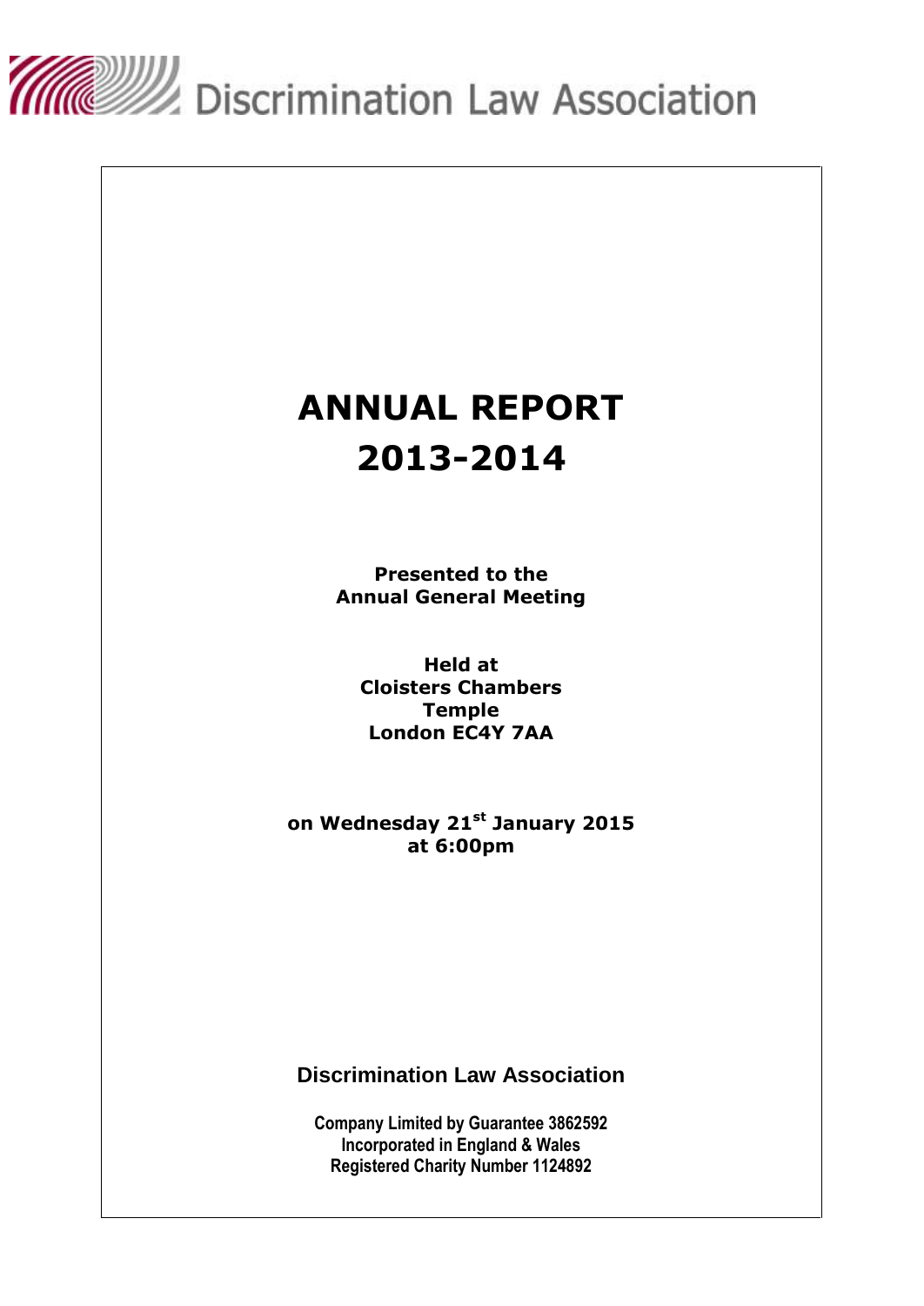Discrimination Law Association

# ANNUAL REPORT
# 2013-2014

**Presented to the**
**Annual General Meeting**

**Held at**
**Cloisters Chambers**
**Temple**
**London EC4Y 7AA**

**on Wednesday 21st January 2015**
**at 6:00pm**

## Discrimination Law Association

**Company Limited by Guarantee 3862592**
**Incorporated in England & Wales**
**Registered Charity Number 1124892**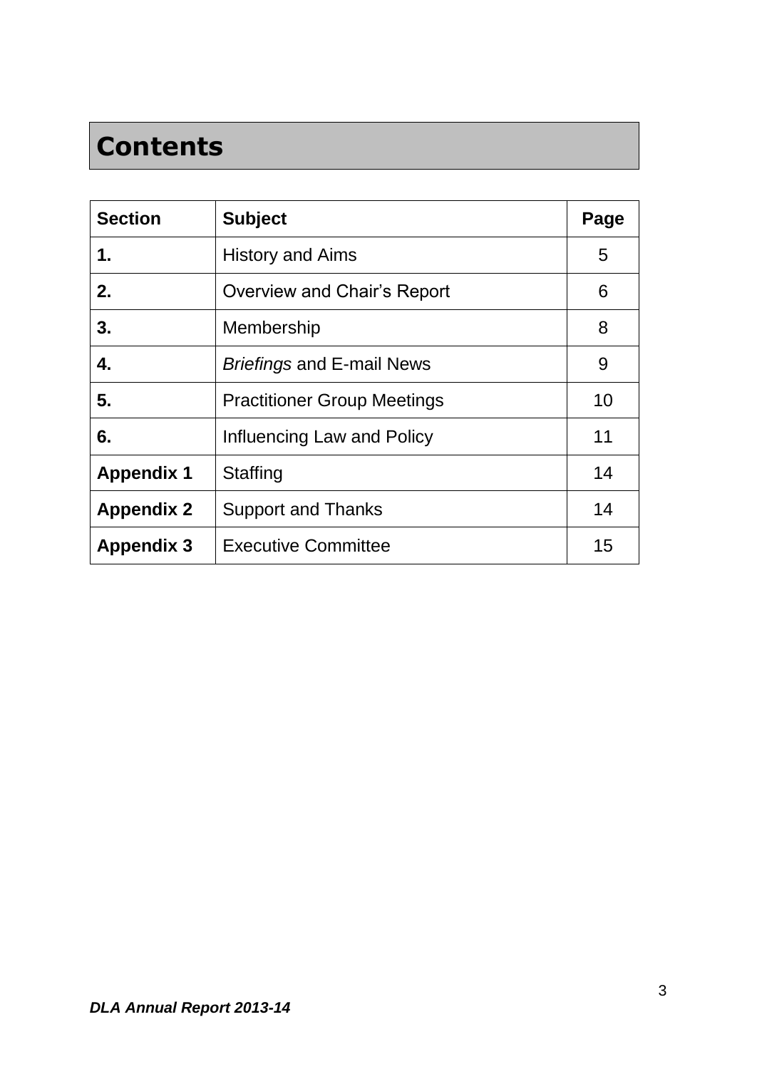# Contents

| Section | Subject | Page |
|---|---|---|
| **1.** | History and Aims | 5 |
| **2.** | Overview and Chair's Report | 6 |
| **3.** | Membership | 8 |
| **4.** | *Briefings* and E-mail News | 9 |
| **5.** | Practitioner Group Meetings | 10 |
| **6.** | Influencing Law and Policy | 11 |
| **Appendix 1** | Staffing | 14 |
| **Appendix 2** | Support and Thanks | 14 |
| **Appendix 3** | Executive Committee | 15 |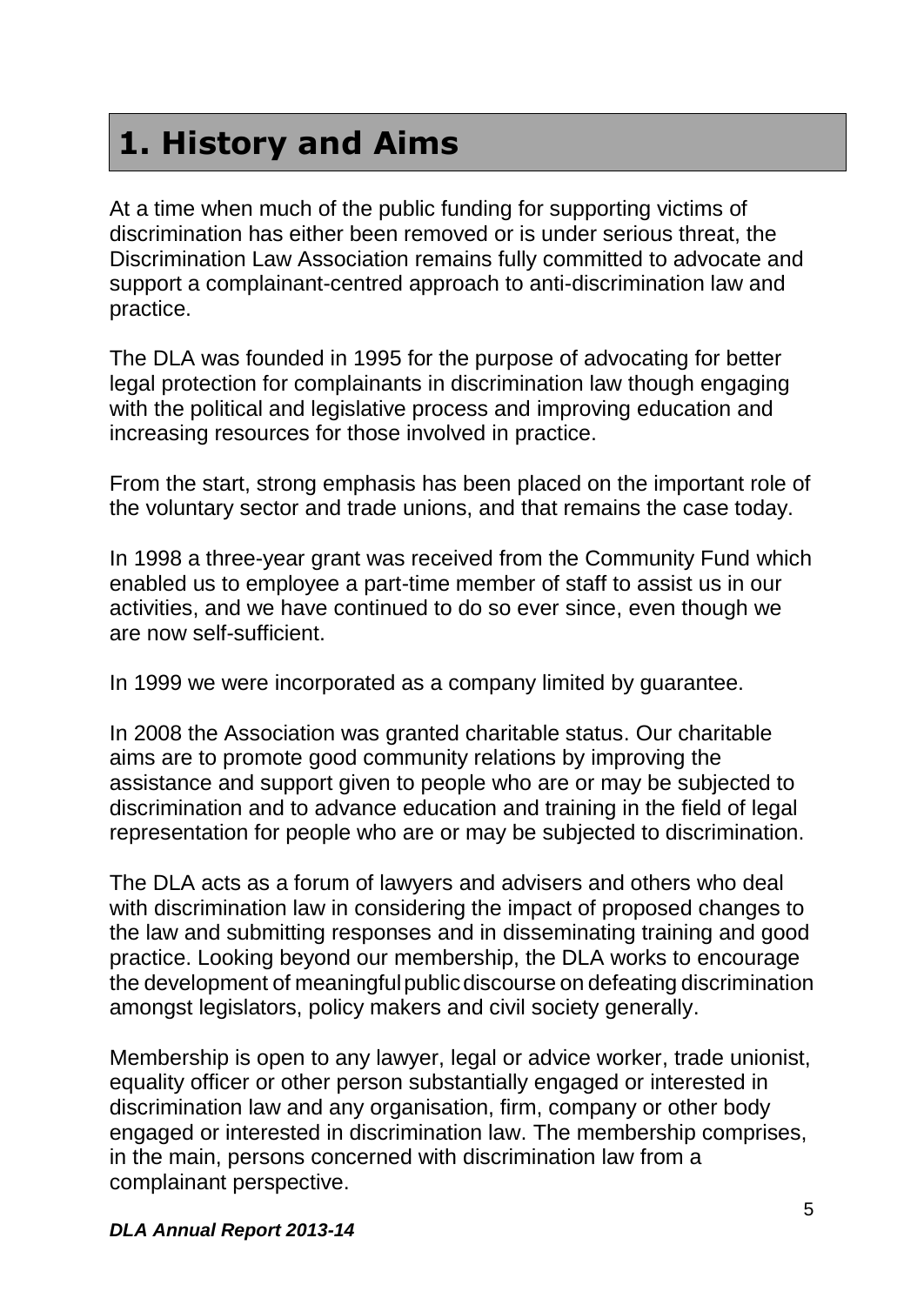# 1. History and Aims

At a time when much of the public funding for supporting victims of discrimination has either been removed or is under serious threat, the Discrimination Law Association remains fully committed to advocate and support a complainant-centred approach to anti-discrimination law and practice.

The DLA was founded in 1995 for the purpose of advocating for better legal protection for complainants in discrimination law though engaging with the political and legislative process and improving education and increasing resources for those involved in practice.

From the start, strong emphasis has been placed on the important role of the voluntary sector and trade unions, and that remains the case today.

In 1998 a three-year grant was received from the Community Fund which enabled us to employee a part-time member of staff to assist us in our activities, and we have continued to do so ever since, even though we are now self-sufficient.

In 1999 we were incorporated as a company limited by guarantee.

In 2008 the Association was granted charitable status. Our charitable aims are to promote good community relations by improving the assistance and support given to people who are or may be subjected to discrimination and to advance education and training in the field of legal representation for people who are or may be subjected to discrimination.

The DLA acts as a forum of lawyers and advisers and others who deal with discrimination law in considering the impact of proposed changes to the law and submitting responses and in disseminating training and good practice. Looking beyond our membership, the DLA works to encourage the development of meaningful public discourse on defeating discrimination amongst legislators, policy makers and civil society generally.

Membership is open to any lawyer, legal or advice worker, trade unionist, equality officer or other person substantially engaged or interested in discrimination law and any organisation, firm, company or other body engaged or interested in discrimination law. The membership comprises, in the main, persons concerned with discrimination law from a complainant perspective.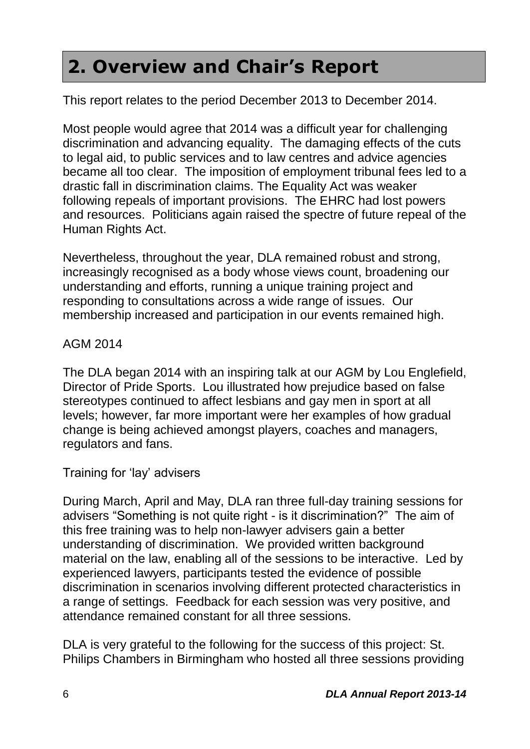## 2. Overview and Chair's Report

This report relates to the period December 2013 to December 2014.

Most people would agree that 2014 was a difficult year for challenging discrimination and advancing equality. The damaging effects of the cuts to legal aid, to public services and to law centres and advice agencies became all too clear. The imposition of employment tribunal fees led to a drastic fall in discrimination claims. The Equality Act was weaker following repeals of important provisions. The EHRC had lost powers and resources. Politicians again raised the spectre of future repeal of the Human Rights Act.

Nevertheless, throughout the year, DLA remained robust and strong, increasingly recognised as a body whose views count, broadening our understanding and efforts, running a unique training project and responding to consultations across a wide range of issues. Our membership increased and participation in our events remained high.

AGM 2014

The DLA began 2014 with an inspiring talk at our AGM by Lou Englefield, Director of Pride Sports. Lou illustrated how prejudice based on false stereotypes continued to affect lesbians and gay men in sport at all levels; however, far more important were her examples of how gradual change is being achieved amongst players, coaches and managers, regulators and fans.

Training for 'lay' advisers

During March, April and May, DLA ran three full-day training sessions for advisers "Something is not quite right - is it discrimination?" The aim of this free training was to help non-lawyer advisers gain a better understanding of discrimination. We provided written background material on the law, enabling all of the sessions to be interactive. Led by experienced lawyers, participants tested the evidence of possible discrimination in scenarios involving different protected characteristics in a range of settings. Feedback for each session was very positive, and attendance remained constant for all three sessions.

DLA is very grateful to the following for the success of this project: St. Philips Chambers in Birmingham who hosted all three sessions providing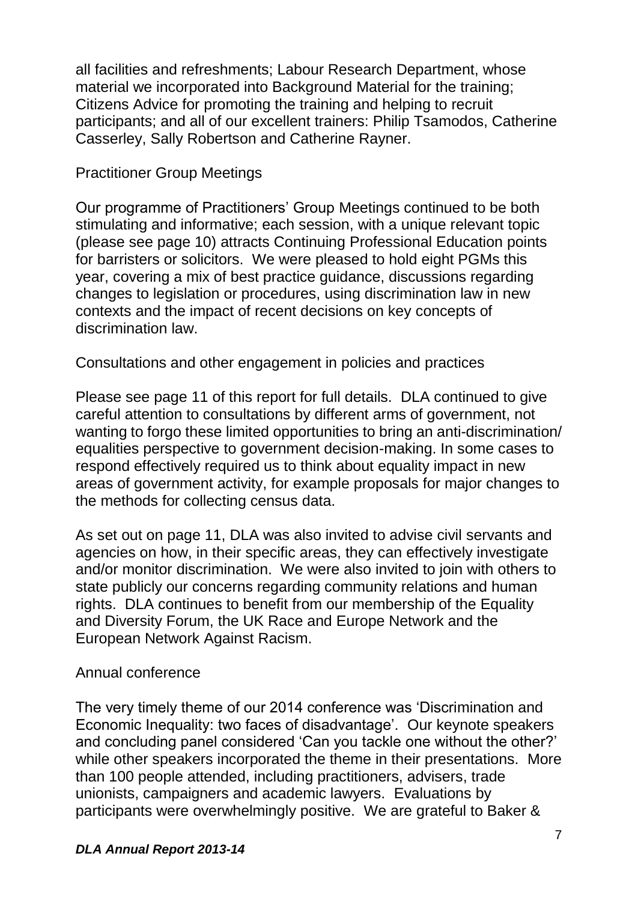all facilities and refreshments; Labour Research Department, whose material we incorporated into Background Material for the training; Citizens Advice for promoting the training and helping to recruit participants; and all of our excellent trainers: Philip Tsamodos, Catherine Casserley, Sally Robertson and Catherine Rayner.

## Practitioner Group Meetings

Our programme of Practitioners' Group Meetings continued to be both stimulating and informative; each session, with a unique relevant topic (please see page 10) attracts Continuing Professional Education points for barristers or solicitors. We were pleased to hold eight PGMs this year, covering a mix of best practice guidance, discussions regarding changes to legislation or procedures, using discrimination law in new contexts and the impact of recent decisions on key concepts of discrimination law.

## Consultations and other engagement in policies and practices

Please see page 11 of this report for full details. DLA continued to give careful attention to consultations by different arms of government, not wanting to forgo these limited opportunities to bring an anti-discrimination/ equalities perspective to government decision-making. In some cases to respond effectively required us to think about equality impact in new areas of government activity, for example proposals for major changes to the methods for collecting census data.

As set out on page 11, DLA was also invited to advise civil servants and agencies on how, in their specific areas, they can effectively investigate and/or monitor discrimination. We were also invited to join with others to state publicly our concerns regarding community relations and human rights. DLA continues to benefit from our membership of the Equality and Diversity Forum, the UK Race and Europe Network and the European Network Against Racism.

## Annual conference

The very timely theme of our 2014 conference was 'Discrimination and Economic Inequality: two faces of disadvantage'. Our keynote speakers and concluding panel considered 'Can you tackle one without the other?' while other speakers incorporated the theme in their presentations. More than 100 people attended, including practitioners, advisers, trade unionists, campaigners and academic lawyers. Evaluations by participants were overwhelmingly positive. We are grateful to Baker &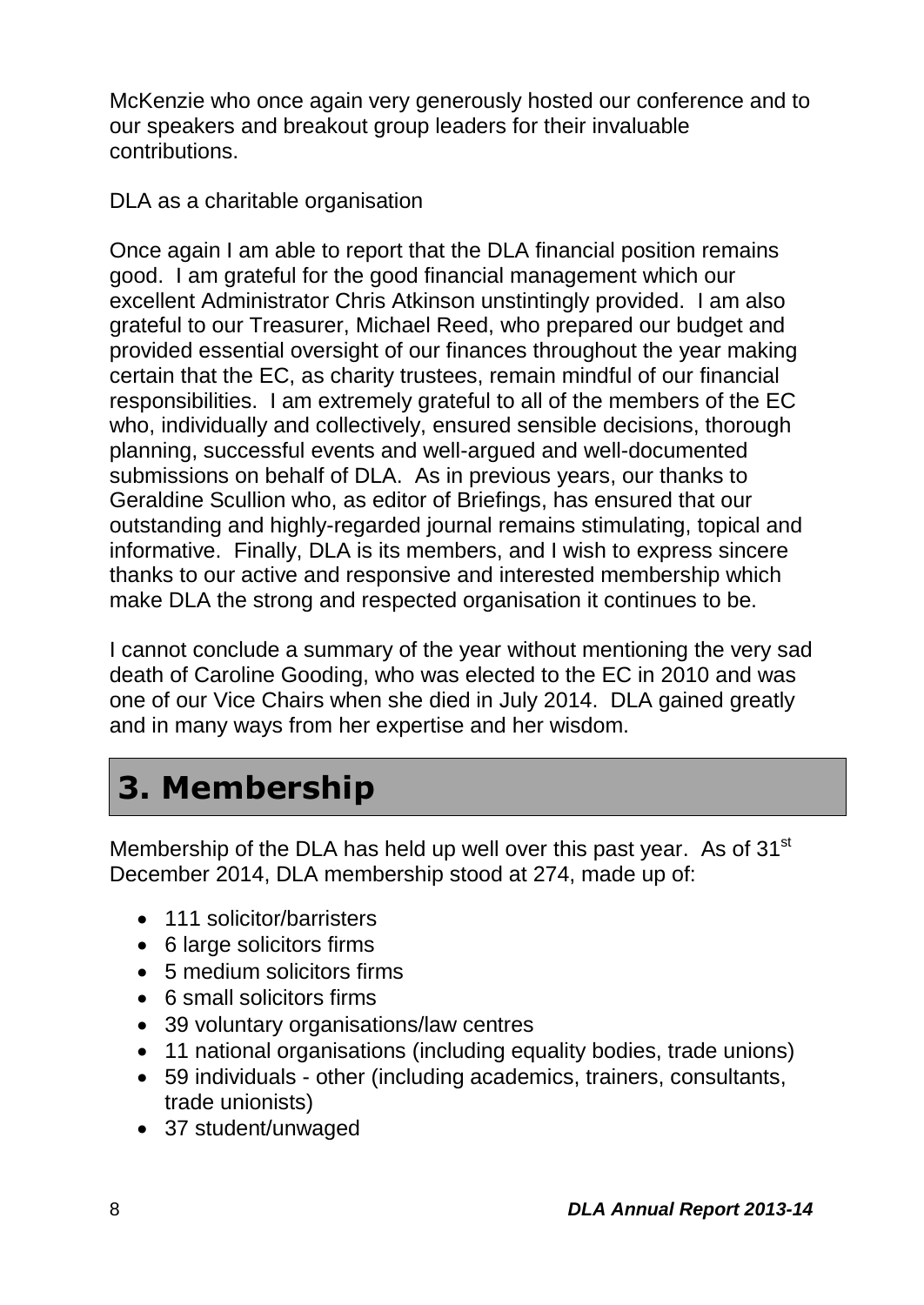McKenzie who once again very generously hosted our conference and to our speakers and breakout group leaders for their invaluable contributions.

DLA as a charitable organisation

Once again I am able to report that the DLA financial position remains good. I am grateful for the good financial management which our excellent Administrator Chris Atkinson unstintingly provided. I am also grateful to our Treasurer, Michael Reed, who prepared our budget and provided essential oversight of our finances throughout the year making certain that the EC, as charity trustees, remain mindful of our financial responsibilities. I am extremely grateful to all of the members of the EC who, individually and collectively, ensured sensible decisions, thorough planning, successful events and well-argued and well-documented submissions on behalf of DLA. As in previous years, our thanks to Geraldine Scullion who, as editor of Briefings, has ensured that our outstanding and highly-regarded journal remains stimulating, topical and informative. Finally, DLA is its members, and I wish to express sincere thanks to our active and responsive and interested membership which make DLA the strong and respected organisation it continues to be.

I cannot conclude a summary of the year without mentioning the very sad death of Caroline Gooding, who was elected to the EC in 2010 and was one of our Vice Chairs when she died in July 2014. DLA gained greatly and in many ways from her expertise and her wisdom.

# 3. Membership

Membership of the DLA has held up well over this past year. As of 31st December 2014, DLA membership stood at 274, made up of:

- 111 solicitor/barristers
- 6 large solicitors firms
- 5 medium solicitors firms
- 6 small solicitors firms
- 39 voluntary organisations/law centres
- 11 national organisations (including equality bodies, trade unions)
- 59 individuals - other (including academics, trainers, consultants, trade unionists)
- 37 student/unwaged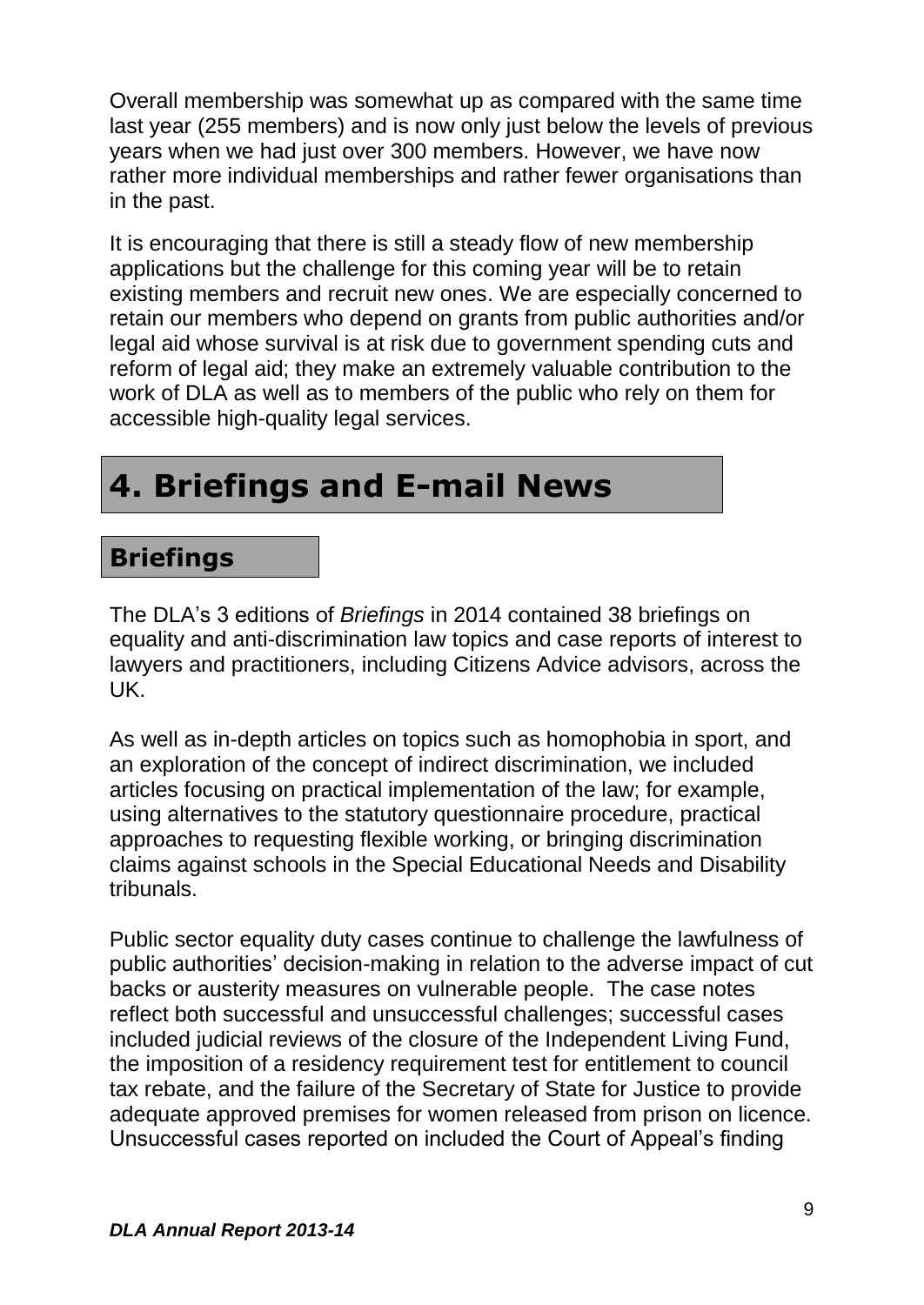Overall membership was somewhat up as compared with the same time last year (255 members) and is now only just below the levels of previous years when we had just over 300 members. However, we have now rather more individual memberships and rather fewer organisations than in the past.

It is encouraging that there is still a steady flow of new membership applications but the challenge for this coming year will be to retain existing members and recruit new ones. We are especially concerned to retain our members who depend on grants from public authorities and/or legal aid whose survival is at risk due to government spending cuts and reform of legal aid; they make an extremely valuable contribution to the work of DLA as well as to members of the public who rely on them for accessible high-quality legal services.

# 4. Briefings and E-mail News

## Briefings

The DLA's 3 editions of *Briefings* in 2014 contained 38 briefings on equality and anti-discrimination law topics and case reports of interest to lawyers and practitioners, including Citizens Advice advisors, across the UK.

As well as in-depth articles on topics such as homophobia in sport, and an exploration of the concept of indirect discrimination, we included articles focusing on practical implementation of the law; for example, using alternatives to the statutory questionnaire procedure, practical approaches to requesting flexible working, or bringing discrimination claims against schools in the Special Educational Needs and Disability tribunals.

Public sector equality duty cases continue to challenge the lawfulness of public authorities' decision-making in relation to the adverse impact of cut backs or austerity measures on vulnerable people. The case notes reflect both successful and unsuccessful challenges; successful cases included judicial reviews of the closure of the Independent Living Fund, the imposition of a residency requirement test for entitlement to council tax rebate, and the failure of the Secretary of State for Justice to provide adequate approved premises for women released from prison on licence. Unsuccessful cases reported on included the Court of Appeal's finding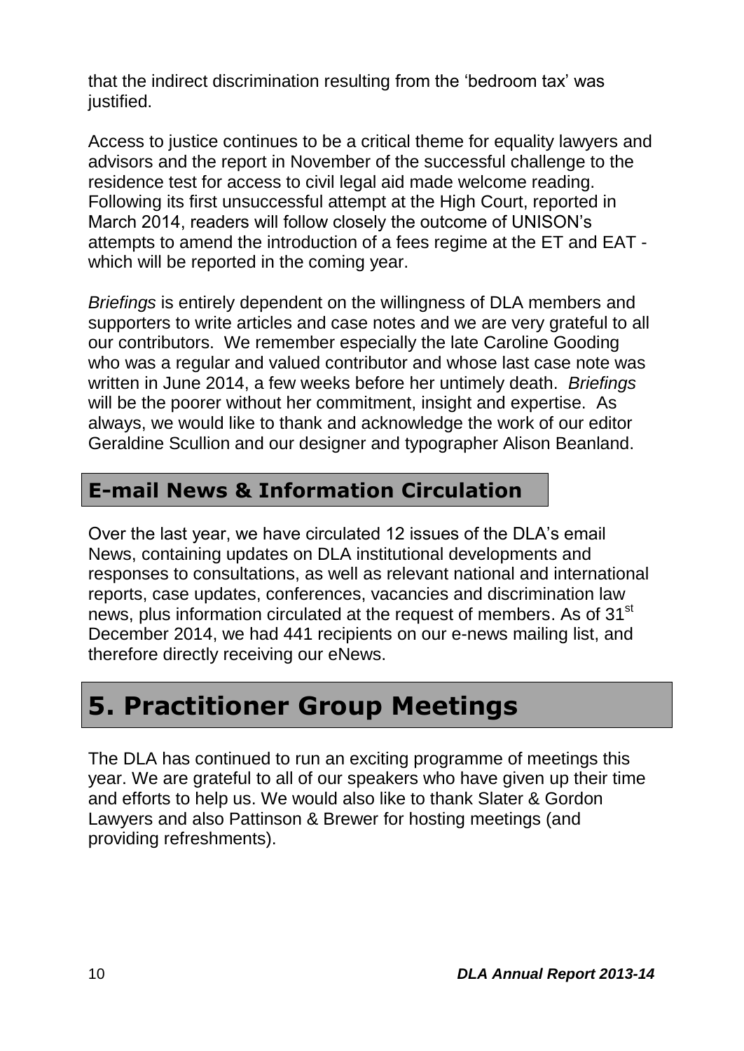that the indirect discrimination resulting from the 'bedroom tax' was justified.

Access to justice continues to be a critical theme for equality lawyers and advisors and the report in November of the successful challenge to the residence test for access to civil legal aid made welcome reading. Following its first unsuccessful attempt at the High Court, reported in March 2014, readers will follow closely the outcome of UNISON's attempts to amend the introduction of a fees regime at the ET and EAT - which will be reported in the coming year.

*Briefings* is entirely dependent on the willingness of DLA members and supporters to write articles and case notes and we are very grateful to all our contributors. We remember especially the late Caroline Gooding who was a regular and valued contributor and whose last case note was written in June 2014, a few weeks before her untimely death. *Briefings* will be the poorer without her commitment, insight and expertise. As always, we would like to thank and acknowledge the work of our editor Geraldine Scullion and our designer and typographer Alison Beanland.

### E-mail News & Information Circulation

Over the last year, we have circulated 12 issues of the DLA's email News, containing updates on DLA institutional developments and responses to consultations, as well as relevant national and international reports, case updates, conferences, vacancies and discrimination law news, plus information circulated at the request of members. As of 31st December 2014, we had 441 recipients on our e-news mailing list, and therefore directly receiving our eNews.

## 5. Practitioner Group Meetings

The DLA has continued to run an exciting programme of meetings this year. We are grateful to all of our speakers who have given up their time and efforts to help us. We would also like to thank Slater & Gordon Lawyers and also Pattinson & Brewer for hosting meetings (and providing refreshments).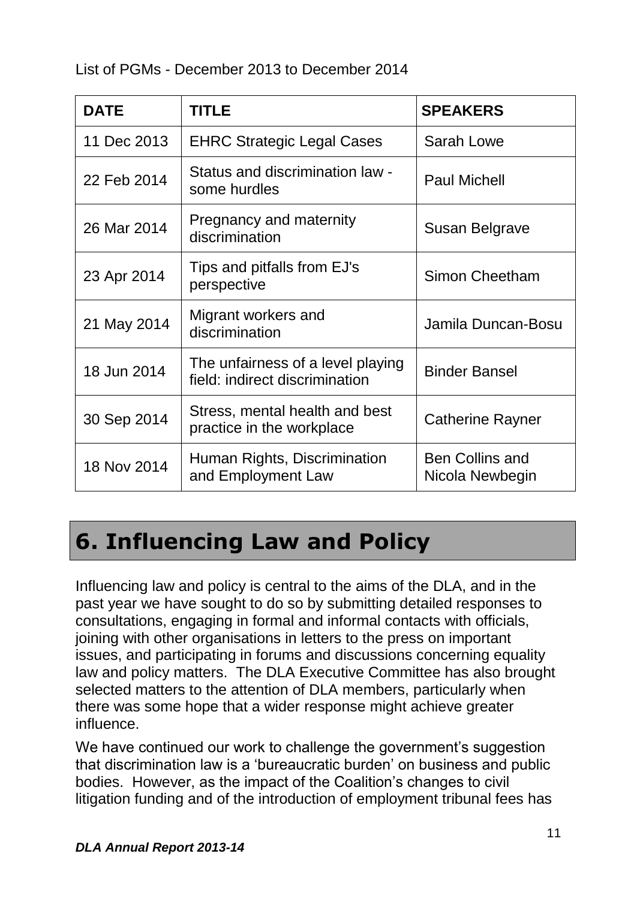List of PGMs - December 2013 to December 2014

| DATE | TITLE | SPEAKERS |
| --- | --- | --- |
| 11 Dec 2013 | EHRC Strategic Legal Cases | Sarah Lowe |
| 22 Feb 2014 | Status and discrimination law - some hurdles | Paul Michell |
| 26 Mar 2014 | Pregnancy and maternity discrimination | Susan Belgrave |
| 23 Apr 2014 | Tips and pitfalls from EJ's perspective | Simon Cheetham |
| 21 May 2014 | Migrant workers and discrimination | Jamila Duncan-Bosu |
| 18 Jun 2014 | The unfairness of a level playing field: indirect discrimination | Binder Bansel |
| 30 Sep 2014 | Stress, mental health and best practice in the workplace | Catherine Rayner |
| 18 Nov 2014 | Human Rights, Discrimination and Employment Law | Ben Collins and Nicola Newbegin |

# 6. Influencing Law and Policy

Influencing law and policy is central to the aims of the DLA, and in the past year we have sought to do so by submitting detailed responses to consultations, engaging in formal and informal contacts with officials, joining with other organisations in letters to the press on important issues, and participating in forums and discussions concerning equality law and policy matters. The DLA Executive Committee has also brought selected matters to the attention of DLA members, particularly when there was some hope that a wider response might achieve greater influence.

We have continued our work to challenge the government's suggestion that discrimination law is a 'bureaucratic burden' on business and public bodies. However, as the impact of the Coalition's changes to civil litigation funding and of the introduction of employment tribunal fees has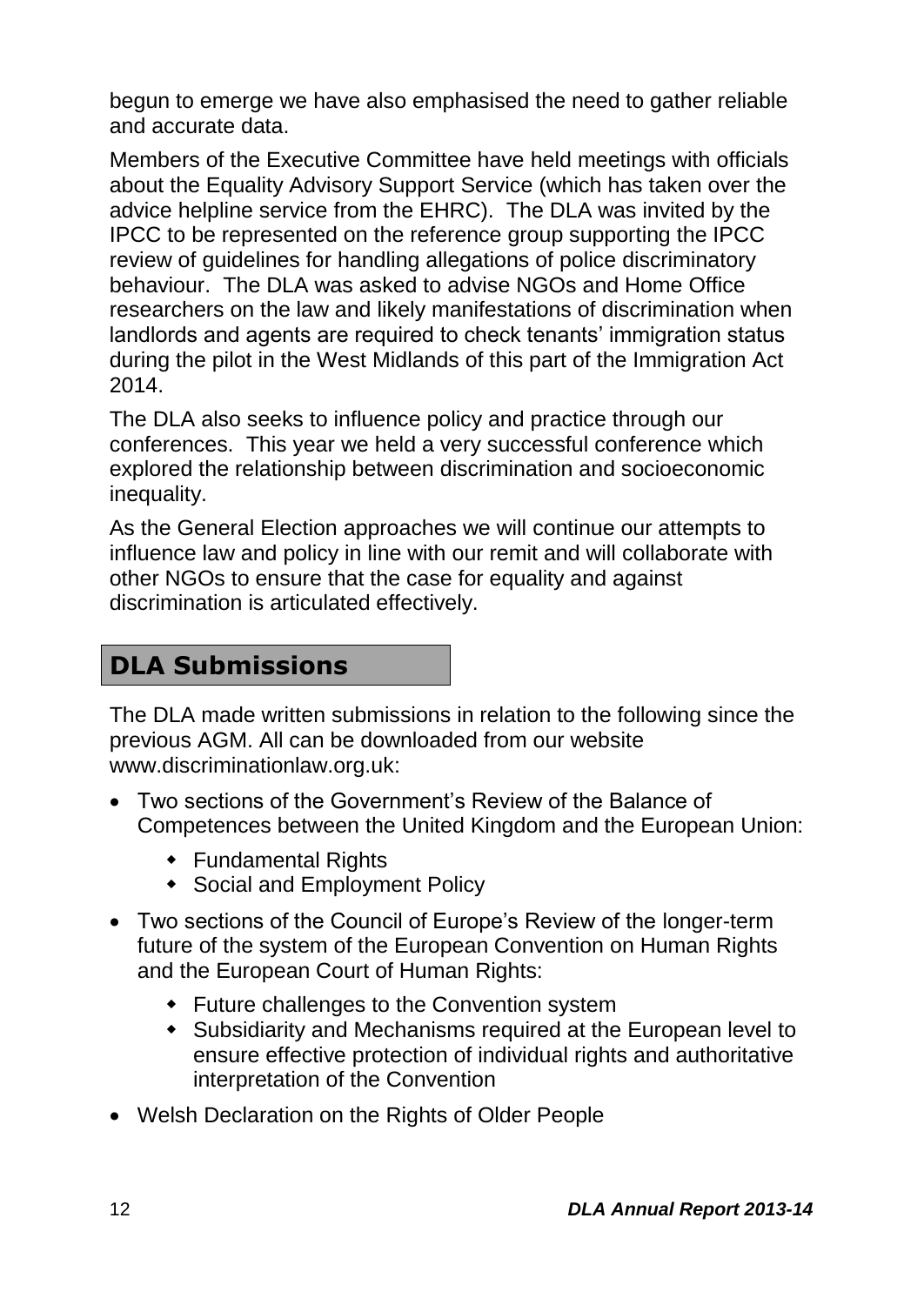begun to emerge we have also emphasised the need to gather reliable and accurate data.

Members of the Executive Committee have held meetings with officials about the Equality Advisory Support Service (which has taken over the advice helpline service from the EHRC). The DLA was invited by the IPCC to be represented on the reference group supporting the IPCC review of guidelines for handling allegations of police discriminatory behaviour. The DLA was asked to advise NGOs and Home Office researchers on the law and likely manifestations of discrimination when landlords and agents are required to check tenants' immigration status during the pilot in the West Midlands of this part of the Immigration Act 2014.

The DLA also seeks to influence policy and practice through our conferences. This year we held a very successful conference which explored the relationship between discrimination and socioeconomic inequality.

As the General Election approaches we will continue our attempts to influence law and policy in line with our remit and will collaborate with other NGOs to ensure that the case for equality and against discrimination is articulated effectively.

## DLA Submissions

The DLA made written submissions in relation to the following since the previous AGM. All can be downloaded from our website www.discriminationlaw.org.uk:

- Two sections of the Government's Review of the Balance of Competences between the United Kingdom and the European Union:
  - Fundamental Rights
  - Social and Employment Policy
- Two sections of the Council of Europe's Review of the longer-term future of the system of the European Convention on Human Rights and the European Court of Human Rights:
  - Future challenges to the Convention system
  - Subsidiarity and Mechanisms required at the European level to ensure effective protection of individual rights and authoritative interpretation of the Convention
- Welsh Declaration on the Rights of Older People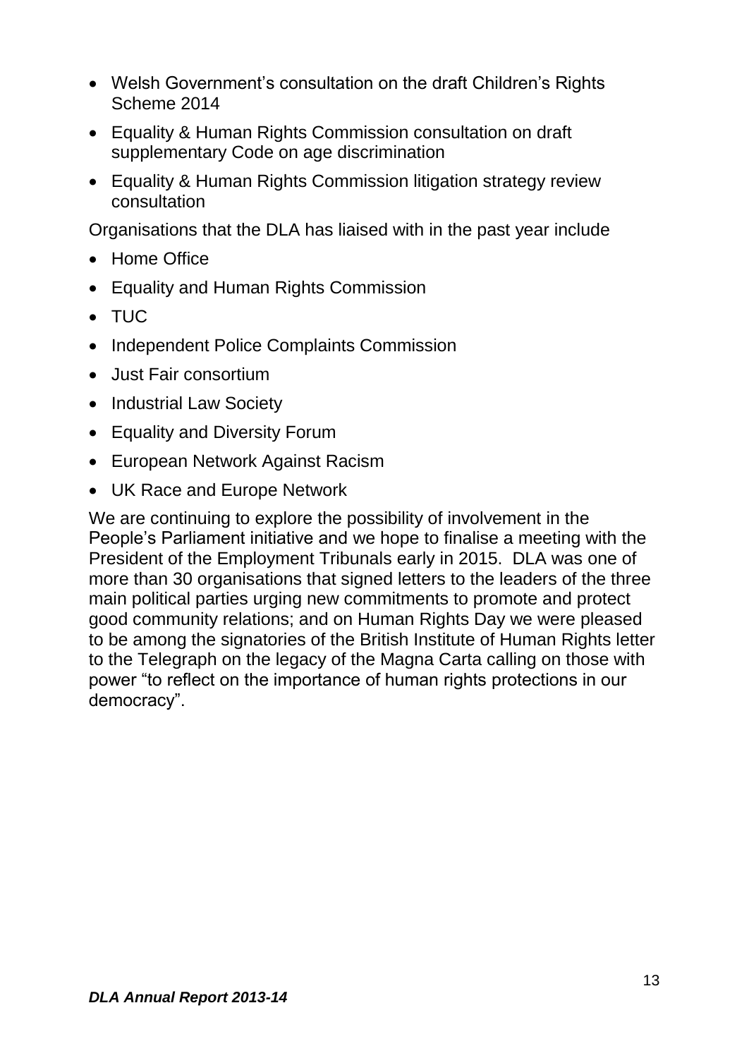- Welsh Government's consultation on the draft Children's Rights Scheme 2014
- Equality & Human Rights Commission consultation on draft supplementary Code on age discrimination
- Equality & Human Rights Commission litigation strategy review consultation

Organisations that the DLA has liaised with in the past year include

- Home Office
- Equality and Human Rights Commission
- TUC
- Independent Police Complaints Commission
- Just Fair consortium
- Industrial Law Society
- Equality and Diversity Forum
- European Network Against Racism
- UK Race and Europe Network

We are continuing to explore the possibility of involvement in the People's Parliament initiative and we hope to finalise a meeting with the President of the Employment Tribunals early in 2015. DLA was one of more than 30 organisations that signed letters to the leaders of the three main political parties urging new commitments to promote and protect good community relations; and on Human Rights Day we were pleased to be among the signatories of the British Institute of Human Rights letter to the Telegraph on the legacy of the Magna Carta calling on those with power "to reflect on the importance of human rights protections in our democracy".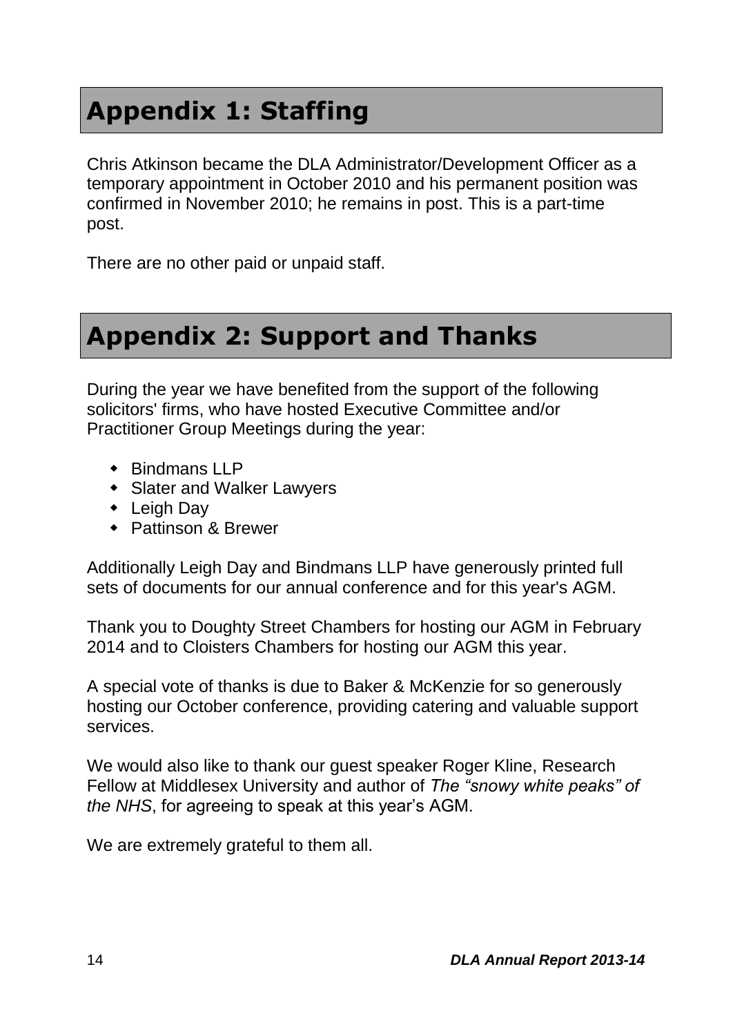# Appendix 1: Staffing

Chris Atkinson became the DLA Administrator/Development Officer as a temporary appointment in October 2010 and his permanent position was confirmed in November 2010; he remains in post. This is a part-time post.

There are no other paid or unpaid staff.

# Appendix 2: Support and Thanks

During the year we have benefited from the support of the following solicitors' firms, who have hosted Executive Committee and/or Practitioner Group Meetings during the year:

- Bindmans LLP
- Slater and Walker Lawyers
- Leigh Day
- Pattinson & Brewer

Additionally Leigh Day and Bindmans LLP have generously printed full sets of documents for our annual conference and for this year's AGM.

Thank you to Doughty Street Chambers for hosting our AGM in February 2014 and to Cloisters Chambers for hosting our AGM this year.

A special vote of thanks is due to Baker & McKenzie for so generously hosting our October conference, providing catering and valuable support services.

We would also like to thank our guest speaker Roger Kline, Research Fellow at Middlesex University and author of *The "snowy white peaks" of the NHS*, for agreeing to speak at this year's AGM.

We are extremely grateful to them all.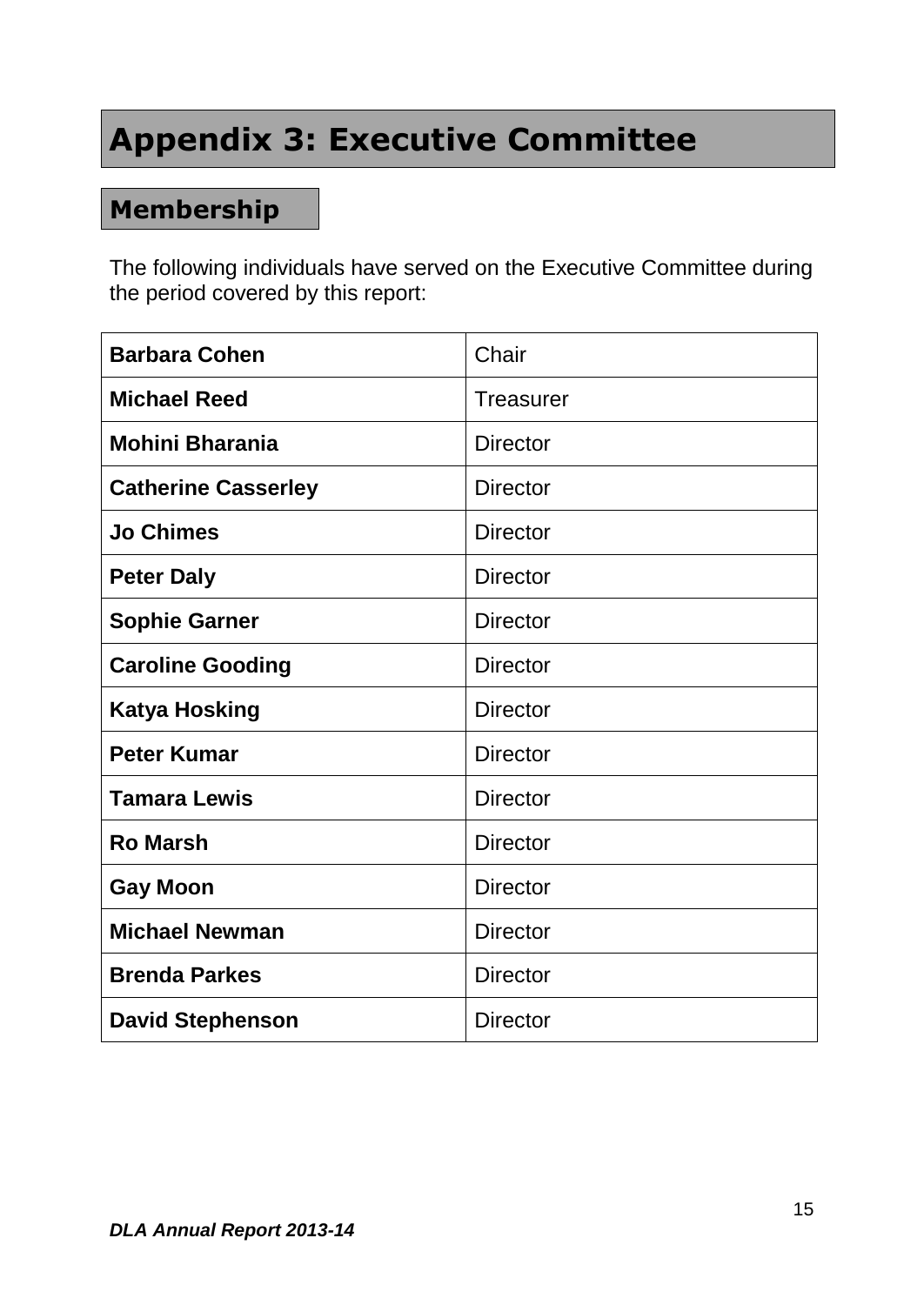# Appendix 3: Executive Committee

## Membership

The following individuals have served on the Executive Committee during the period covered by this report:

| | |
|---|---|
| **Barbara Cohen** | Chair |
| **Michael Reed** | Treasurer |
| **Mohini Bharania** | Director |
| **Catherine Casserley** | Director |
| **Jo Chimes** | Director |
| **Peter Daly** | Director |
| **Sophie Garner** | Director |
| **Caroline Gooding** | Director |
| **Katya Hosking** | Director |
| **Peter Kumar** | Director |
| **Tamara Lewis** | Director |
| **Ro Marsh** | Director |
| **Gay Moon** | Director |
| **Michael Newman** | Director |
| **Brenda Parkes** | Director |
| **David Stephenson** | Director |